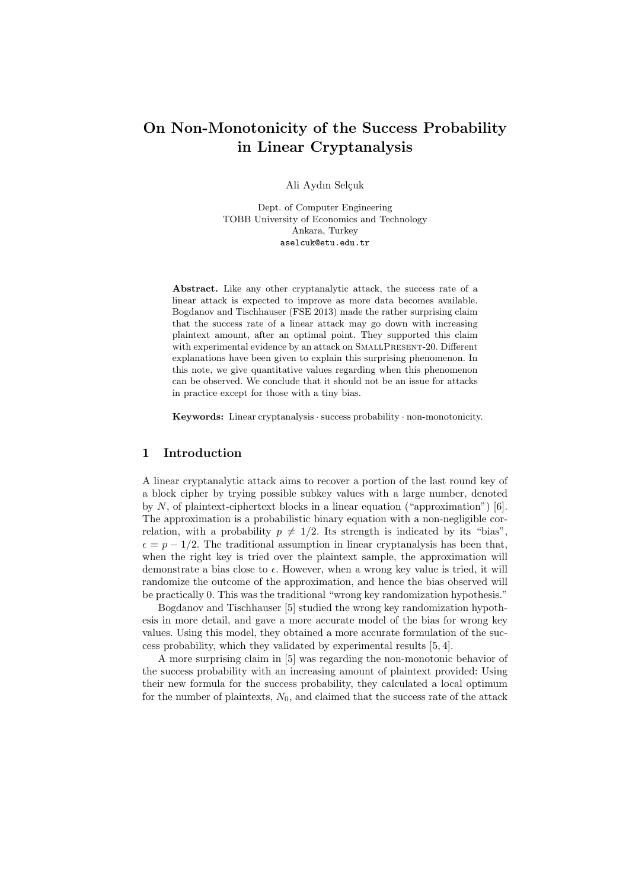# On Non-Monotonicity of the Success Probability in Linear Cryptanalysis

Ali Aydın Selçuk

Dept. of Computer Engineering
TOBB University of Economics and Technology
Ankara, Turkey
aselcuk@etu.edu.tr

**Abstract.** Like any other cryptanalytic attack, the success rate of a linear attack is expected to improve as more data becomes available. Bogdanov and Tischhauser (FSE 2013) made the rather surprising claim that the success rate of a linear attack may go down with increasing plaintext amount, after an optimal point. They supported this claim with experimental evidence by an attack on SmallPresent-20. Different explanations have been given to explain this surprising phenomenon. In this note, we give quantitative values regarding when this phenomenon can be observed. We conclude that it should not be an issue for attacks in practice except for those with a tiny bias.

**Keywords:** Linear cryptanalysis · success probability · non-monotonicity.

## 1 Introduction

A linear cryptanalytic attack aims to recover a portion of the last round key of a block cipher by trying possible subkey values with a large number, denoted by $N$, of plaintext-ciphertext blocks in a linear equation ("approximation") [6]. The approximation is a probabilistic binary equation with a non-negligible correlation, with a probability $p \neq 1/2$. Its strength is indicated by its "bias", $\epsilon = p - 1/2$. The traditional assumption in linear cryptanalysis has been that, when the right key is tried over the plaintext sample, the approximation will demonstrate a bias close to $\epsilon$. However, when a wrong key value is tried, it will randomize the outcome of the approximation, and hence the bias observed will be practically 0. This was the traditional "wrong key randomization hypothesis."

Bogdanov and Tischhauser [5] studied the wrong key randomization hypothesis in more detail, and gave a more accurate model of the bias for wrong key values. Using this model, they obtained a more accurate formulation of the success probability, which they validated by experimental results [5, 4].

A more surprising claim in [5] was regarding the non-monotonic behavior of the success probability with an increasing amount of plaintext provided: Using their new formula for the success probability, they calculated a local optimum for the number of plaintexts, $N_0$, and claimed that the success rate of the attack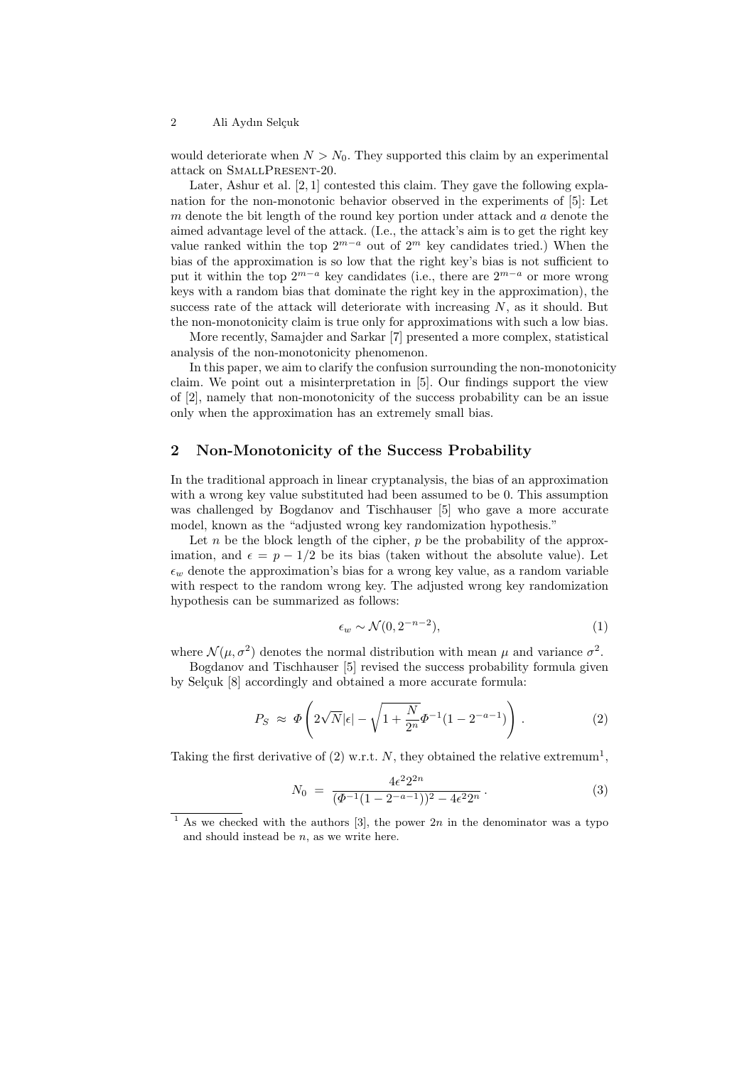would deteriorate when $N > N_0$. They supported this claim by an experimental attack on SmallPresent-20.

Later, Ashur et al. [2, 1] contested this claim. They gave the following explanation for the non-monotonic behavior observed in the experiments of [5]: Let $m$ denote the bit length of the round key portion under attack and $a$ denote the aimed advantage level of the attack. (I.e., the attack's aim is to get the right key value ranked within the top $2^{m-a}$ out of $2^m$ key candidates tried.) When the bias of the approximation is so low that the right key's bias is not sufficient to put it within the top $2^{m-a}$ key candidates (i.e., there are $2^{m-a}$ or more wrong keys with a random bias that dominate the right key in the approximation), the success rate of the attack will deteriorate with increasing $N$, as it should. But the non-monotonicity claim is true only for approximations with such a low bias.

More recently, Samajder and Sarkar [7] presented a more complex, statistical analysis of the non-monotonicity phenomenon.

In this paper, we aim to clarify the confusion surrounding the non-monotonicity claim. We point out a misinterpretation in [5]. Our findings support the view of [2], namely that non-monotonicity of the success probability can be an issue only when the approximation has an extremely small bias.

## 2 Non-Monotonicity of the Success Probability

In the traditional approach in linear cryptanalysis, the bias of an approximation with a wrong key value substituted had been assumed to be 0. This assumption was challenged by Bogdanov and Tischhauser [5] who gave a more accurate model, known as the "adjusted wrong key randomization hypothesis."

Let $n$ be the block length of the cipher, $p$ be the probability of the approximation, and $\epsilon = p - 1/2$ be its bias (taken without the absolute value). Let $\epsilon_w$ denote the approximation's bias for a wrong key value, as a random variable with respect to the random wrong key. The adjusted wrong key randomization hypothesis can be summarized as follows:

$$\epsilon_w \sim \mathcal{N}(0, 2^{-n-2}), \tag{1}$$

where $\mathcal{N}(\mu, \sigma^2)$ denotes the normal distribution with mean $\mu$ and variance $\sigma^2$.

Bogdanov and Tischhauser [5] revised the success probability formula given by Selçuk [8] accordingly and obtained a more accurate formula:

$$P_S \;\approx\; \Phi\left(2\sqrt{N}|\epsilon| - \sqrt{1 + \frac{N}{2^n}}\Phi^{-1}(1 - 2^{-a-1})\right). \tag{2}$$

Taking the first derivative of (2) w.r.t. $N$, they obtained the relative extremum[1],

$$N_0 \;=\; \frac{4\epsilon^2 2^{2n}}{(\Phi^{-1}(1 - 2^{-a-1}))^2 - 4\epsilon^2 2^n}. \tag{3}$$

[1] As we checked with the authors [3], the power $2n$ in the denominator was a typo and should instead be $n$, as we write here.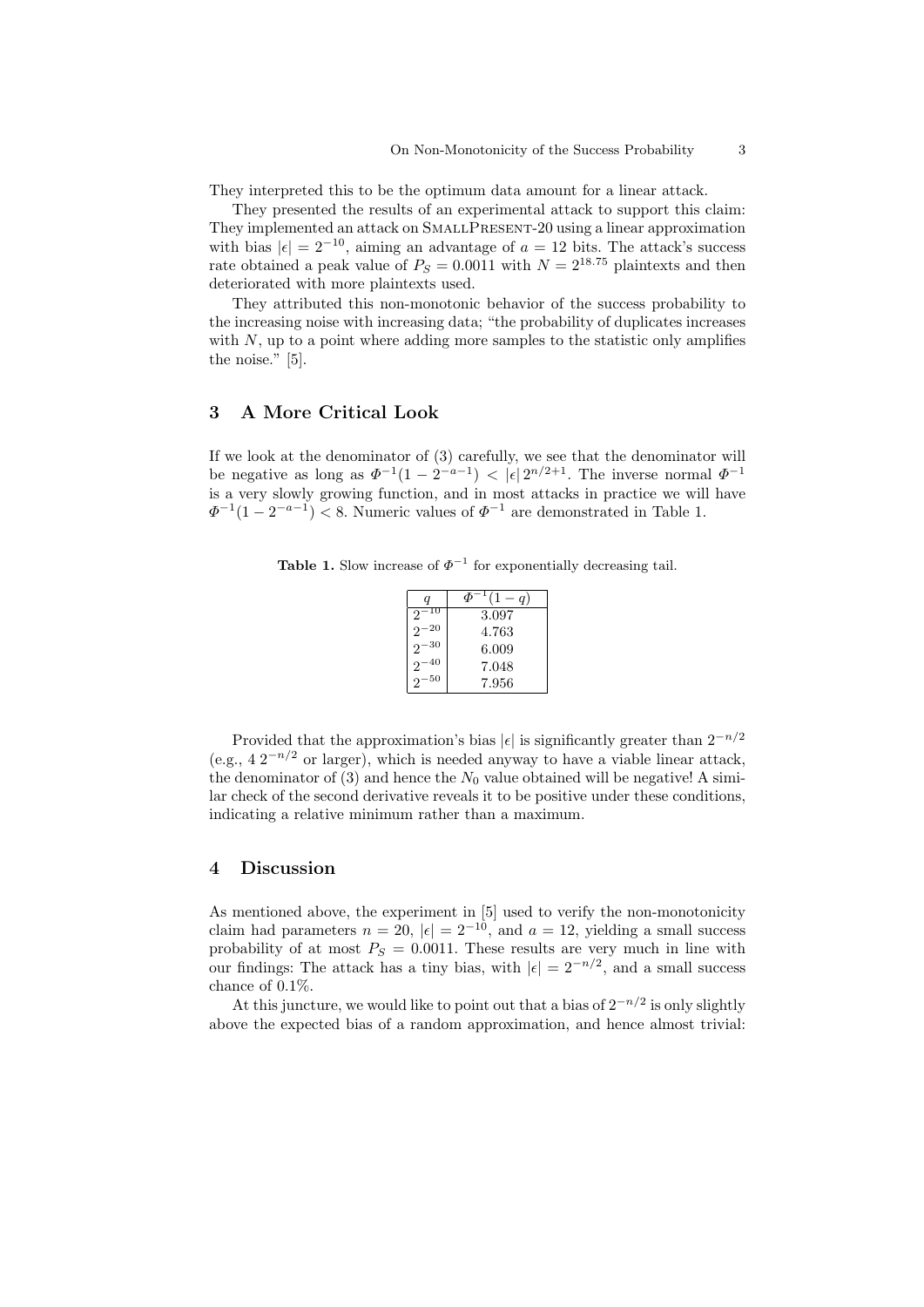They interpreted this to be the optimum data amount for a linear attack.

They presented the results of an experimental attack to support this claim: They implemented an attack on SmallPresent-20 using a linear approximation with bias $|\epsilon| = 2^{-10}$, aiming an advantage of $a = 12$ bits. The attack's success rate obtained a peak value of $P_S = 0.0011$ with $N = 2^{18.75}$ plaintexts and then deteriorated with more plaintexts used.

They attributed this non-monotonic behavior of the success probability to the increasing noise with increasing data; "the probability of duplicates increases with $N$, up to a point where adding more samples to the statistic only amplifies the noise." [5].

## 3 A More Critical Look

If we look at the denominator of (3) carefully, we see that the denominator will be negative as long as $\Phi^{-1}(1 - 2^{-a-1}) < |\epsilon| \, 2^{n/2+1}$. The inverse normal $\Phi^{-1}$ is a very slowly growing function, and in most attacks in practice we will have $\Phi^{-1}(1 - 2^{-a-1}) < 8$. Numeric values of $\Phi^{-1}$ are demonstrated in Table 1.

**Table 1.** Slow increase of $\Phi^{-1}$ for exponentially decreasing tail.

| $q$ | $\Phi^{-1}(1-q)$ |
|---|---|
| $2^{-10}$ | 3.097 |
| $2^{-20}$ | 4.763 |
| $2^{-30}$ | 6.009 |
| $2^{-40}$ | 7.048 |
| $2^{-50}$ | 7.956 |

Provided that the approximation's bias $|\epsilon|$ is significantly greater than $2^{-n/2}$ (e.g., $4 \, 2^{-n/2}$ or larger), which is needed anyway to have a viable linear attack, the denominator of (3) and hence the $N_0$ value obtained will be negative! A similar check of the second derivative reveals it to be positive under these conditions, indicating a relative minimum rather than a maximum.

## 4 Discussion

As mentioned above, the experiment in [5] used to verify the non-monotonicity claim had parameters $n = 20$, $|\epsilon| = 2^{-10}$, and $a = 12$, yielding a small success probability of at most $P_S = 0.0011$. These results are very much in line with our findings: The attack has a tiny bias, with $|\epsilon| = 2^{-n/2}$, and a small success chance of 0.1%.

At this juncture, we would like to point out that a bias of $2^{-n/2}$ is only slightly above the expected bias of a random approximation, and hence almost trivial: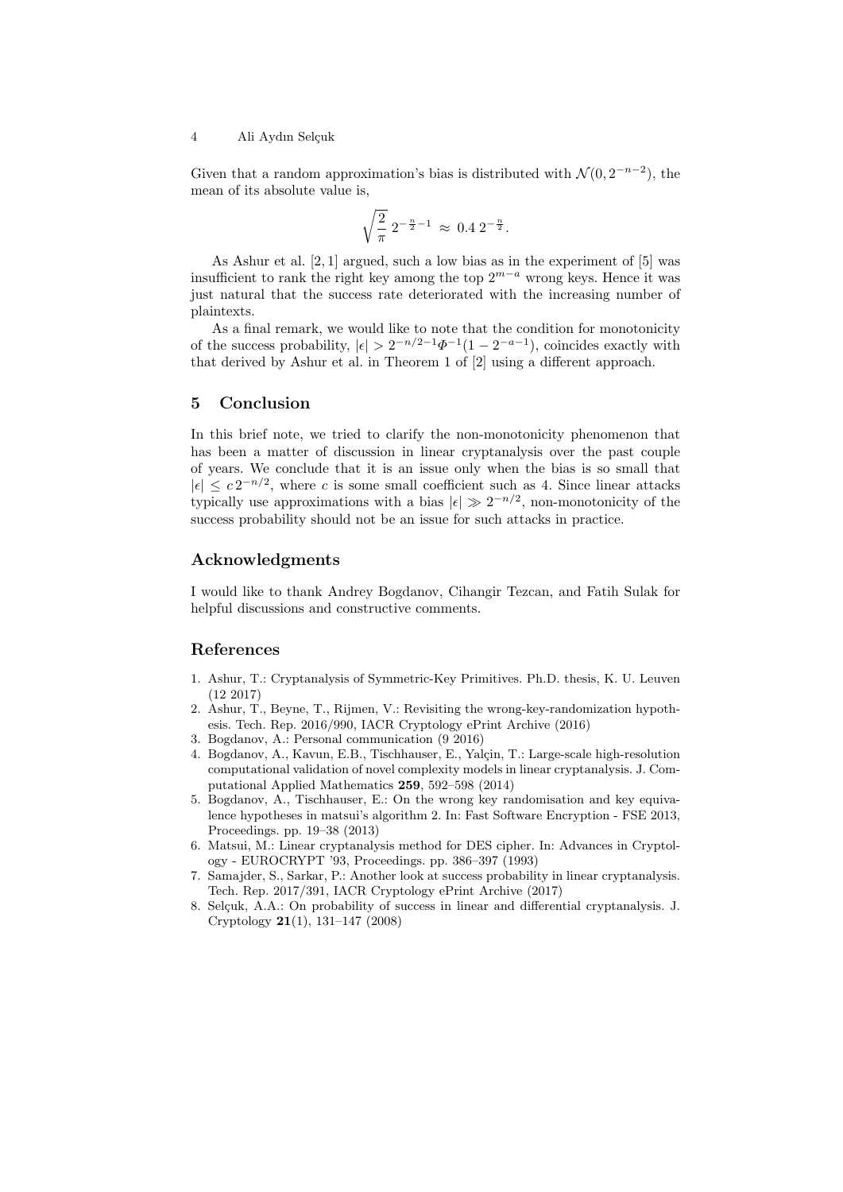Given that a random approximation's bias is distributed with $\mathcal{N}(0, 2^{-n-2})$, the mean of its absolute value is,

$$\sqrt{\frac{2}{\pi}}\, 2^{-\frac{n}{2}-1} \approx 0.4\, 2^{-\frac{n}{2}}.$$

As Ashur et al. [2, 1] argued, such a low bias as in the experiment of [5] was insufficient to rank the right key among the top $2^{m-a}$ wrong keys. Hence it was just natural that the success rate deteriorated with the increasing number of plaintexts.

As a final remark, we would like to note that the condition for monotonicity of the success probability, $|\epsilon| > 2^{-n/2-1}\Phi^{-1}(1 - 2^{-a-1})$, coincides exactly with that derived by Ashur et al. in Theorem 1 of [2] using a different approach.

## 5 Conclusion

In this brief note, we tried to clarify the non-monotonicity phenomenon that has been a matter of discussion in linear cryptanalysis over the past couple of years. We conclude that it is an issue only when the bias is so small that $|\epsilon| \leq c\, 2^{-n/2}$, where $c$ is some small coefficient such as 4. Since linear attacks typically use approximations with a bias $|\epsilon| \gg 2^{-n/2}$, non-monotonicity of the success probability should not be an issue for such attacks in practice.

## Acknowledgments

I would like to thank Andrey Bogdanov, Cihangir Tezcan, and Fatih Sulak for helpful discussions and constructive comments.

## References

1. Ashur, T.: Cryptanalysis of Symmetric-Key Primitives. Ph.D. thesis, K. U. Leuven (12 2017)
2. Ashur, T., Beyne, T., Rijmen, V.: Revisiting the wrong-key-randomization hypothesis. Tech. Rep. 2016/990, IACR Cryptology ePrint Archive (2016)
3. Bogdanov, A.: Personal communication (9 2016)
4. Bogdanov, A., Kavun, E.B., Tischhauser, E., Yalçin, T.: Large-scale high-resolution computational validation of novel complexity models in linear cryptanalysis. J. Computational Applied Mathematics **259**, 592–598 (2014)
5. Bogdanov, A., Tischhauser, E.: On the wrong key randomisation and key equivalence hypotheses in matsui's algorithm 2. In: Fast Software Encryption - FSE 2013, Proceedings. pp. 19–38 (2013)
6. Matsui, M.: Linear cryptanalysis method for DES cipher. In: Advances in Cryptology - EUROCRYPT '93, Proceedings. pp. 386–397 (1993)
7. Samajder, S., Sarkar, P.: Another look at success probability in linear cryptanalysis. Tech. Rep. 2017/391, IACR Cryptology ePrint Archive (2017)
8. Selçuk, A.A.: On probability of success in linear and differential cryptanalysis. J. Cryptology **21**(1), 131–147 (2008)